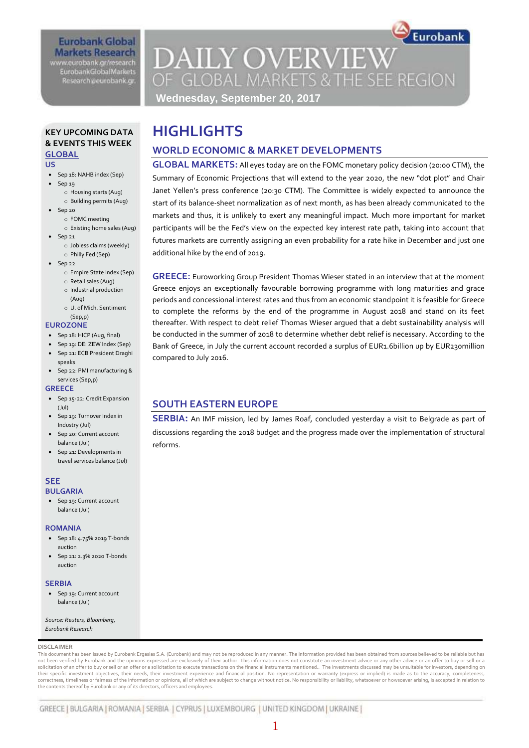Eurobank Global Markets Research
www.eurobank.gr/research
EurobankGlobalMarkets
Research@eurobank.gr

# DAILY OVERVIEW OF GLOBAL MARKETS & THE SEE REGION

**Wednesday, September 20, 2017**

## KEY UPCOMING DATA & EVENTS THIS WEEK

### GLOBAL

**US**

- Sep 18: NAHB index (Sep)
- Sep 19
  - Housing starts (Aug)
  - Building permits (Aug)
- Sep 20
  - FOMC meeting
  - Existing home sales (Aug)
- Sep 21
  - Jobless claims (weekly)
  - Philly Fed (Sep)
- Sep 22
  - Empire State Index (Sep)
  - Retail sales (Aug)
  - Industrial production (Aug)
  - U. of Mich. Sentiment (Sep,p)

**EUROZONE**

- Sep 18: HICP (Aug, final)
- Sep 19: DE: ZEW Index (Sep)
- Sep 21: ECB President Draghi speaks
- Sep 22: PMI manufacturing & services (Sep,p)

**GREECE**

- Sep 15-22: Credit Expansion (Jul)
- Sep 19: Turnover Index in Industry (Jul)
- Sep 20: Current account balance (Jul)
- Sep 21: Developments in travel services balance (Jul)

### SEE

**BULGARIA**

- Sep 19: Current account balance (Jul)

**ROMANIA**

- Sep 18: 4.75% 2019 T-bonds auction
- Sep 21: 2.3% 2020 T-bonds auction

**SERBIA**

- Sep 19: Current account balance (Jul)

*Source: Reuters, Bloomberg, Eurobank Research*

# HIGHLIGHTS

## WORLD ECONOMIC & MARKET DEVELOPMENTS

**GLOBAL MARKETS:** All eyes today are on the FOMC monetary policy decision (20:00 CTM), the Summary of Economic Projections that will extend to the year 2020, the new "dot plot" and Chair Janet Yellen's press conference (20:30 CTM). The Committee is widely expected to announce the start of its balance-sheet normalization as of next month, as has been already communicated to the markets and thus, it is unlikely to exert any meaningful impact. Much more important for market participants will be the Fed's view on the expected key interest rate path, taking into account that futures markets are currently assigning an even probability for a rate hike in December and just one additional hike by the end of 2019.

**GREECE:** Euroworking Group President Thomas Wieser stated in an interview that at the moment Greece enjoys an exceptionally favourable borrowing programme with long maturities and grace periods and concessional interest rates and thus from an economic standpoint it is feasible for Greece to complete the reforms by the end of the programme in August 2018 and stand on its feet thereafter. With respect to debt relief Thomas Wieser argued that a debt sustainability analysis will be conducted in the summer of 2018 to determine whether debt relief is necessary. According to the Bank of Greece, in July the current account recorded a surplus of EUR1.6billion up by EUR230million compared to July 2016.

## SOUTH EASTERN EUROPE

**SERBIA:** An IMF mission, led by James Roaf, concluded yesterday a visit to Belgrade as part of discussions regarding the 2018 budget and the progress made over the implementation of structural reforms.

**DISCLAIMER**

This document has been issued by Eurobank Ergasias S.A. (Eurobank) and may not be reproduced in any manner. The information provided has been obtained from sources believed to be reliable but has not been verified by Eurobank and the opinions expressed are exclusively of their author. This information does not constitute an investment advice or any other advice or an offer to buy or sell or a solicitation of an offer to buy or sell or an offer or a solicitation to execute transactions on the financial instruments mentioned.. The investments discussed may be unsuitable for investors, depending on their specific investment objectives, their needs, their investment experience and financial position. No representation or warranty (express or implied) is made as to the accuracy, completeness, correctness, timeliness or fairness of the information or opinions, all of which are subject to change without notice. No responsibility or liability, whatsoever or howsoever arising, is accepted in relation to the contents thereof by Eurobank or any of its directors, officers and employees.

GREECE | BULGARIA | ROMANIA | SERBIA | CYPRUS | LUXEMBOURG | UNITED KINGDOM | UKRAINE |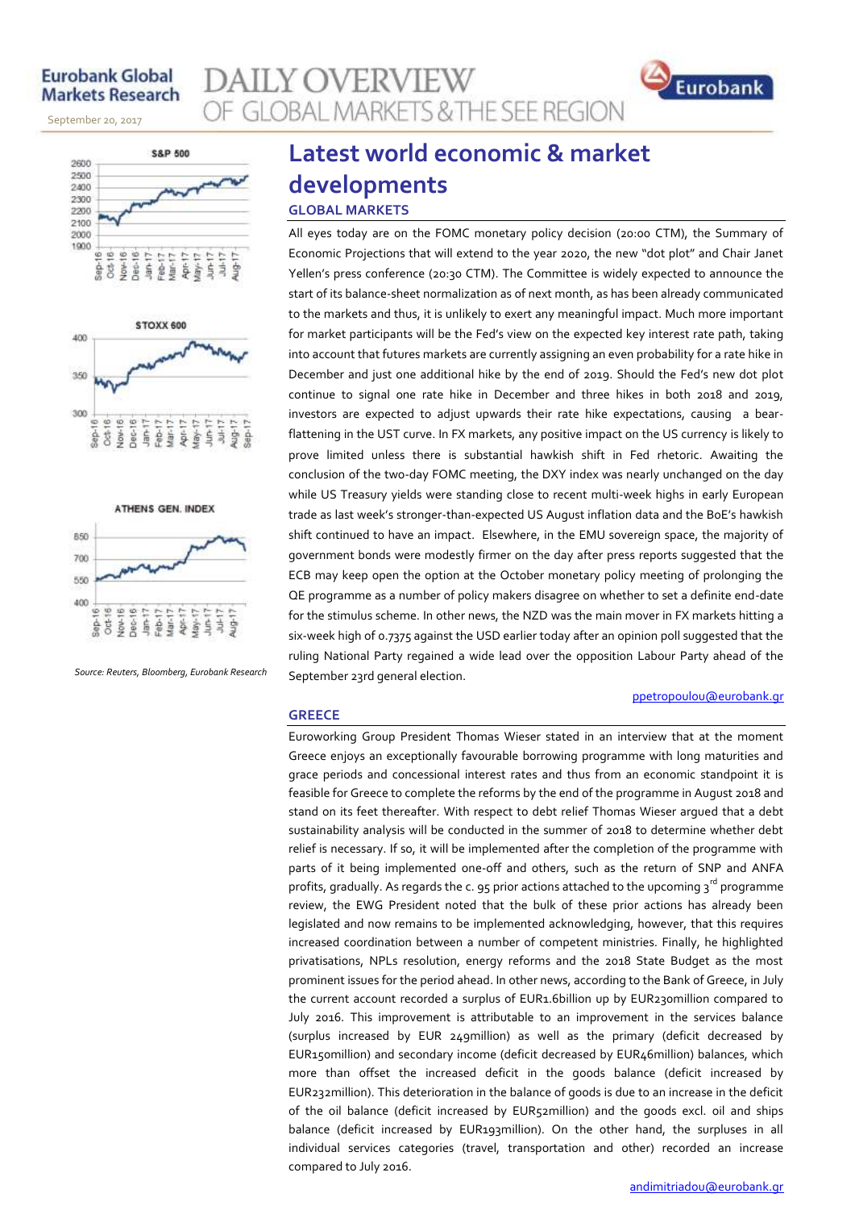# Latest world economic & market developments

## GLOBAL MARKETS

All eyes today are on the FOMC monetary policy decision (20:00 CTM), the Summary of Economic Projections that will extend to the year 2020, the new "dot plot" and Chair Janet Yellen's press conference (20:30 CTM). The Committee is widely expected to announce the start of its balance-sheet normalization as of next month, as has been already communicated to the markets and thus, it is unlikely to exert any meaningful impact. Much more important for market participants will be the Fed's view on the expected key interest rate path, taking into account that futures markets are currently assigning an even probability for a rate hike in December and just one additional hike by the end of 2019. Should the Fed's new dot plot continue to signal one rate hike in December and three hikes in both 2018 and 2019, investors are expected to adjust upwards their rate hike expectations, causing a bear-flattening in the UST curve. In FX markets, any positive impact on the US currency is likely to prove limited unless there is substantial hawkish shift in Fed rhetoric. Awaiting the conclusion of the two-day FOMC meeting, the DXY index was nearly unchanged on the day while US Treasury yields were standing close to recent multi-week highs in early European trade as last week's stronger-than-expected US August inflation data and the BoE's hawkish shift continued to have an impact. Elsewhere, in the EMU sovereign space, the majority of government bonds were modestly firmer on the day after press reports suggested that the ECB may keep open the option at the October monetary policy meeting of prolonging the QE programme as a number of policy makers disagree on whether to set a definite end-date for the stimulus scheme. In other news, the NZD was the main mover in FX markets hitting a six-week high of 0.7375 against the USD earlier today after an opinion poll suggested that the ruling National Party regained a wide lead over the opposition Labour Party ahead of the September 23rd general election.

ppetropoulou@eurobank.gr

## GREECE

Euroworking Group President Thomas Wieser stated in an interview that at the moment Greece enjoys an exceptionally favourable borrowing programme with long maturities and grace periods and concessional interest rates and thus from an economic standpoint it is feasible for Greece to complete the reforms by the end of the programme in August 2018 and stand on its feet thereafter. With respect to debt relief Thomas Wieser argued that a debt sustainability analysis will be conducted in the summer of 2018 to determine whether debt relief is necessary. If so, it will be implemented after the completion of the programme with parts of it being implemented one-off and others, such as the return of SNP and ANFA profits, gradually. As regards the c. 95 prior actions attached to the upcoming 3rd programme review, the EWG President noted that the bulk of these prior actions has already been legislated and now remains to be implemented acknowledging, however, that this requires increased coordination between a number of competent ministries. Finally, he highlighted privatisations, NPLs resolution, energy reforms and the 2018 State Budget as the most prominent issues for the period ahead. In other news, according to the Bank of Greece, in July the current account recorded a surplus of EUR1.6billion up by EUR230million compared to July 2016. This improvement is attributable to an improvement in the services balance (surplus increased by EUR 249million) as well as the primary (deficit decreased by EUR150million) and secondary income (deficit decreased by EUR46million) balances, which more than offset the increased deficit in the goods balance (deficit increased by EUR232million). This deterioration in the balance of goods is due to an increase in the deficit of the oil balance (deficit increased by EUR52million) and the goods excl. oil and ships balance (deficit increased by EUR193million). On the other hand, the surpluses in all individual services categories (travel, transportation and other) recorded an increase compared to July 2016.

andimitriadou@eurobank.gr

*Source: Reuters, Bloomberg, Eurobank Research*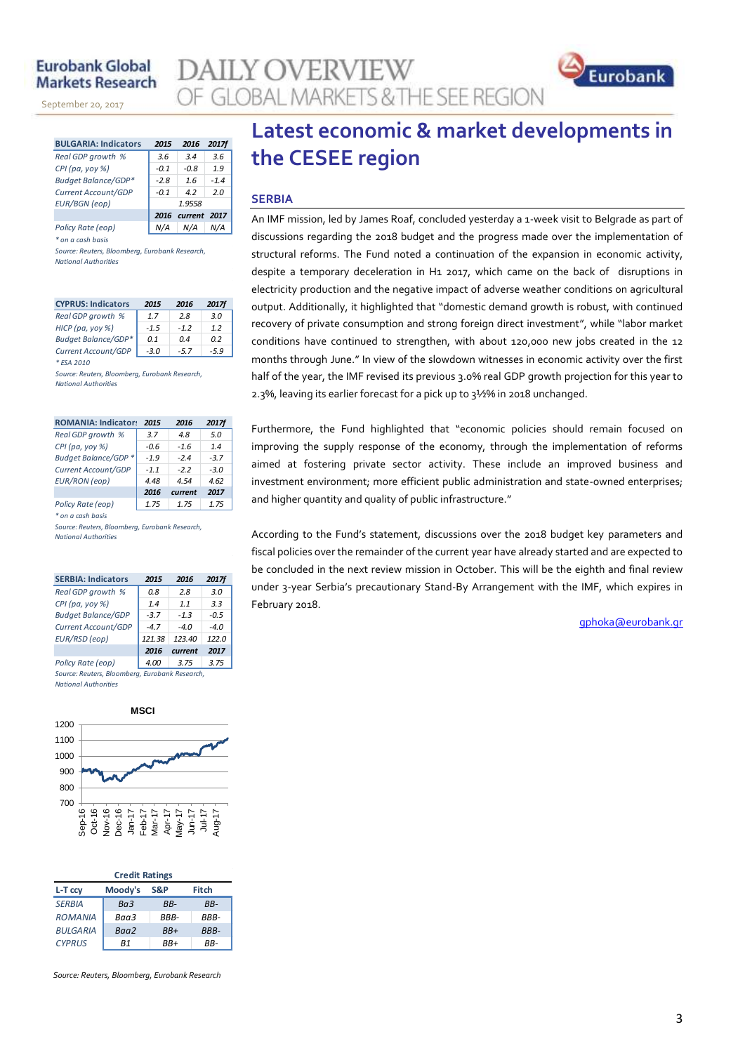# Latest economic & market developments in the CESEE region

## SERBIA

An IMF mission, led by James Roaf, concluded yesterday a 1-week visit to Belgrade as part of discussions regarding the 2018 budget and the progress made over the implementation of structural reforms. The Fund noted a continuation of the expansion in economic activity, despite a temporary deceleration in H1 2017, which came on the back of disruptions in electricity production and the negative impact of adverse weather conditions on agricultural output. Additionally, it highlighted that "domestic demand growth is robust, with continued recovery of private consumption and strong foreign direct investment", while "labor market conditions have continued to strengthen, with about 120,000 new jobs created in the 12 months through June." In view of the slowdown witnesses in economic activity over the first half of the year, the IMF revised its previous 3.0% real GDP growth projection for this year to 2.3%, leaving its earlier forecast for a pick up to 3½% in 2018 unchanged.

Furthermore, the Fund highlighted that "economic policies should remain focused on improving the supply response of the economy, through the implementation of reforms aimed at fostering private sector activity. These include an improved business and investment environment; more efficient public administration and state-owned enterprises; and higher quantity and quality of public infrastructure."

According to the Fund's statement, discussions over the 2018 budget key parameters and fiscal policies over the remainder of the current year have already started and are expected to be concluded in the next review mission in October. This will be the eighth and final review under 3-year Serbia's precautionary Stand-By Arrangement with the IMF, which expires in February 2018.

gphoka@eurobank.gr

| BULGARIA: Indicators | 2015 | 2016 | 2017f |
|---|---|---|---|
| Real GDP growth % | 3.6 | 3.4 | 3.6 |
| CPI (pa, yoy %) | -0.1 | -0.8 | 1.9 |
| Budget Balance/GDP* | -2.8 | 1.6 | -1.4 |
| Current Account/GDP | -0.1 | 4.2 | 2.0 |
| EUR/BGN (eop) | | 1.9558 | |
| | 2016 | current | 2017 |
| Policy Rate (eop) | N/A | N/A | N/A |

\* on a cash basis

Source: Reuters, Bloomberg, Eurobank Research, National Authorities

| CYPRUS: Indicators | 2015 | 2016 | 2017f |
|---|---|---|---|
| Real GDP growth % | 1.7 | 2.8 | 3.0 |
| HICP (pa, yoy %) | -1.5 | -1.2 | 1.2 |
| Budget Balance/GDP* | 0.1 | 0.4 | 0.2 |
| Current Account/GDP | -3.0 | -5.7 | -5.9 |

\* ESA 2010

Source: Reuters, Bloomberg, Eurobank Research, National Authorities

| ROMANIA: Indicators | 2015 | 2016 | 2017f |
|---|---|---|---|
| Real GDP growth % | 3.7 | 4.8 | 5.0 |
| CPI (pa, yoy %) | -0.6 | -1.6 | 1.4 |
| Budget Balance/GDP * | -1.9 | -2.4 | -3.7 |
| Current Account/GDP | -1.1 | -2.2 | -3.0 |
| EUR/RON (eop) | 4.48 | 4.54 | 4.62 |
| | 2016 | current | 2017 |
| Policy Rate (eop) | 1.75 | 1.75 | 1.75 |

\* on a cash basis

Source: Reuters, Bloomberg, Eurobank Research, National Authorities

| SERBIA: Indicators | 2015 | 2016 | 2017f |
|---|---|---|---|
| Real GDP growth % | 0.8 | 2.8 | 3.0 |
| CPI (pa, yoy %) | 1.4 | 1.1 | 3.3 |
| Budget Balance/GDP | -3.7 | -1.3 | -0.5 |
| Current Account/GDP | -4.7 | -4.0 | -4.0 |
| EUR/RSD (eop) | 121.38 | 123.40 | 122.0 |
| | 2016 | current | 2017 |
| Policy Rate (eop) | 4.00 | 3.75 | 3.75 |

Source: Reuters, Bloomberg, Eurobank Research, National Authorities

**MSCI**

Credit Ratings

| L-T ccy | Moody's | S&P | Fitch |
|---|---|---|---|
| SERBIA | Ba3 | BB- | BB- |
| ROMANIA | Baa3 | BBB- | BBB- |
| BULGARIA | Baa2 | BB+ | BBB- |
| CYPRUS | B1 | BB+ | BB- |

Source: Reuters, Bloomberg, Eurobank Research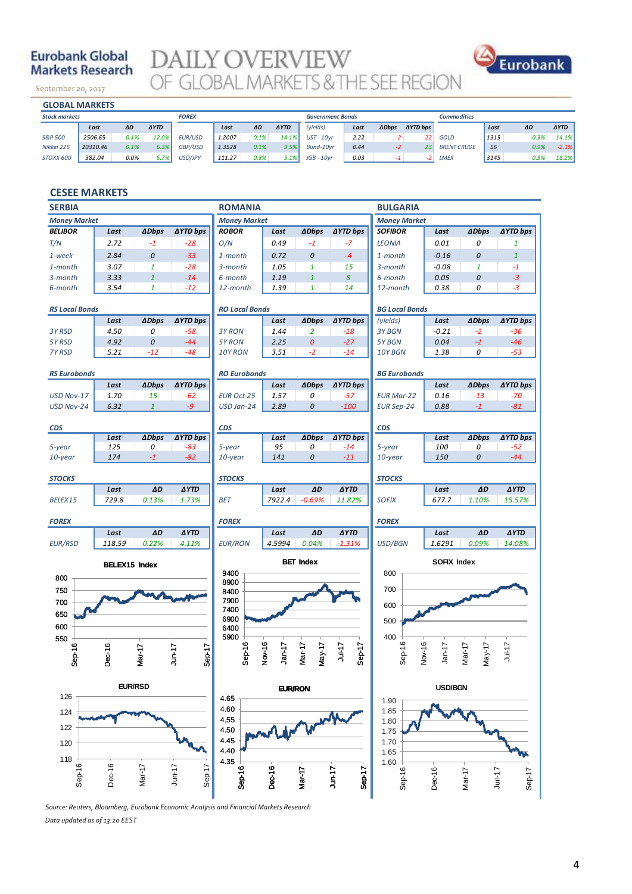Eurobank Global Markets Research

September 20, 2017

# DAILY OVERVIEW OF GLOBAL MARKETS & THE SEE REGION

## GLOBAL MARKETS

| Stock markets | Last | ΔD | ΔYTD | FOREX | Last | ΔD | ΔYTD | Government Bonds (yields) | Last | ΔDbps | ΔYTD bps | Commodities | Last | ΔD | ΔYTD |
|---|---|---|---|---|---|---|---|---|---|---|---|---|---|---|---|
| S&P 500 | 2506.65 | 0.1% | 12.0% | EUR/USD | 1.2007 | 0.1% | 14.1% | UST - 10yr | 2.22 | -2 | -22 | GOLD | 1315 | 0.3% | 14.1% |
| Nikkei 225 | 20310.46 | 0.1% | 6.3% | GBP/USD | 1.3528 | 0.1% | 9.5% | Bund-10yr | 0.44 | -2 | 23 | BRENT CRUDE | 56 | 0.9% | -2.1% |
| STOXX 600 | 382.04 | 0.0% | 5.7% | USD/JPY | 111.27 | 0.3% | 5.1% | JGB - 10yr | 0.03 | -1 | -2 | LMEX | 3145 | 0.5% | 18.2% |

## CESEE MARKETS

### SERBIA

**Money Market**

| BELIBOR | Last | ΔDbps | ΔYTD bps |
|---|---|---|---|
| T/N | 2.72 | -1 | -28 |
| 1-week | 2.84 | 0 | -33 |
| 1-month | 3.07 | 1 | -28 |
| 3-month | 3.33 | 1 | -14 |
| 6-month | 3.54 | 1 | -12 |

**RS Local Bonds**

| | Last | ΔDbps | ΔYTD bps |
|---|---|---|---|
| 3Y RSD | 4.50 | 0 | -58 |
| 5Y RSD | 4.92 | 0 | -44 |
| 7Y RSD | 5.21 | -12 | -48 |

**RS Eurobonds**

| | Last | ΔDbps | ΔYTD bps |
|---|---|---|---|
| USD Nov-17 | 1.70 | 15 | -62 |
| USD Nov-24 | 6.32 | 1 | -9 |

**CDS**

| | Last | ΔDbps | ΔYTD bps |
|---|---|---|---|
| 5-year | 125 | 0 | -83 |
| 10-year | 174 | -1 | -82 |

**STOCKS**

| | Last | ΔD | ΔYTD |
|---|---|---|---|
| BELEX15 | 729.8 | 0.13% | 1.73% |

**FOREX**

| | Last | ΔD | ΔYTD |
|---|---|---|---|
| EUR/RSD | 118.59 | 0.22% | 4.11% |

### ROMANIA

**Money Market**

| ROBOR | Last | ΔDbps | ΔYTD bps |
|---|---|---|---|
| O/N | 0.49 | -1 | -7 |
| 1-month | 0.72 | 0 | -4 |
| 3-month | 1.05 | 1 | 15 |
| 6-month | 1.19 | 1 | 8 |
| 12-month | 1.39 | 1 | 14 |

**RO Local Bonds**

| | Last | ΔDbps | ΔYTD bps |
|---|---|---|---|
| 3Y RON | 1.44 | 2 | -18 |
| 5Y RON | 2.25 | 0 | -27 |
| 10Y RON | 3.51 | -2 | -14 |

**RO Eurobonds**

| | Last | ΔDbps | ΔYTD bps |
|---|---|---|---|
| EUR Oct-25 | 1.57 | 0 | -57 |
| USD Jan-24 | 2.89 | 0 | -100 |

**CDS**

| | Last | ΔDbps | ΔYTD bps |
|---|---|---|---|
| 5-year | 95 | 0 | -14 |
| 10-year | 141 | 0 | -11 |

**STOCKS**

| | Last | ΔD | ΔYTD |
|---|---|---|---|
| BET | 7922.4 | -0.69% | 11.82% |

**FOREX**

| | Last | ΔD | ΔYTD |
|---|---|---|---|
| EUR/RON | 4.5994 | 0.04% | -1.31% |

### BULGARIA

**Money Market**

| SOFIBOR | Last | ΔDbps | ΔYTD bps |
|---|---|---|---|
| LEONIA | 0.01 | 0 | 1 |
| 1-month | -0.16 | 0 | 1 |
| 3-month | -0.08 | 1 | -1 |
| 6-month | 0.05 | 0 | -3 |
| 12-month | 0.38 | 0 | -3 |

**BG Local Bonds**

| (yields) | Last | ΔDbps | ΔYTD bps |
|---|---|---|---|
| 3Y BGN | -0.21 | -2 | -36 |
| 5Y BGN | 0.04 | -1 | -46 |
| 10Y BGN | 1.38 | 0 | -53 |

**BG Eurobonds**

| | Last | ΔDbps | ΔYTD bps |
|---|---|---|---|
| EUR Mar-22 | 0.16 | -13 | -70 |
| EUR Sep-24 | 0.88 | -1 | -81 |

**CDS**

| | Last | ΔDbps | ΔYTD bps |
|---|---|---|---|
| 5-year | 100 | 0 | -52 |
| 10-year | 150 | 0 | -44 |

**STOCKS**

| | Last | ΔD | ΔYTD |
|---|---|---|---|
| SOFIX | 677.7 | 1.10% | 15.57% |

**FOREX**

| | Last | ΔD | ΔYTD |
|---|---|---|---|
| USD/BGN | 1.6291 | 0.09% | 14.08% |

Source: Reuters, Bloomberg, Eurobank Economic Analysis and Financial Markets Research

Data updated as of 13:20 EEST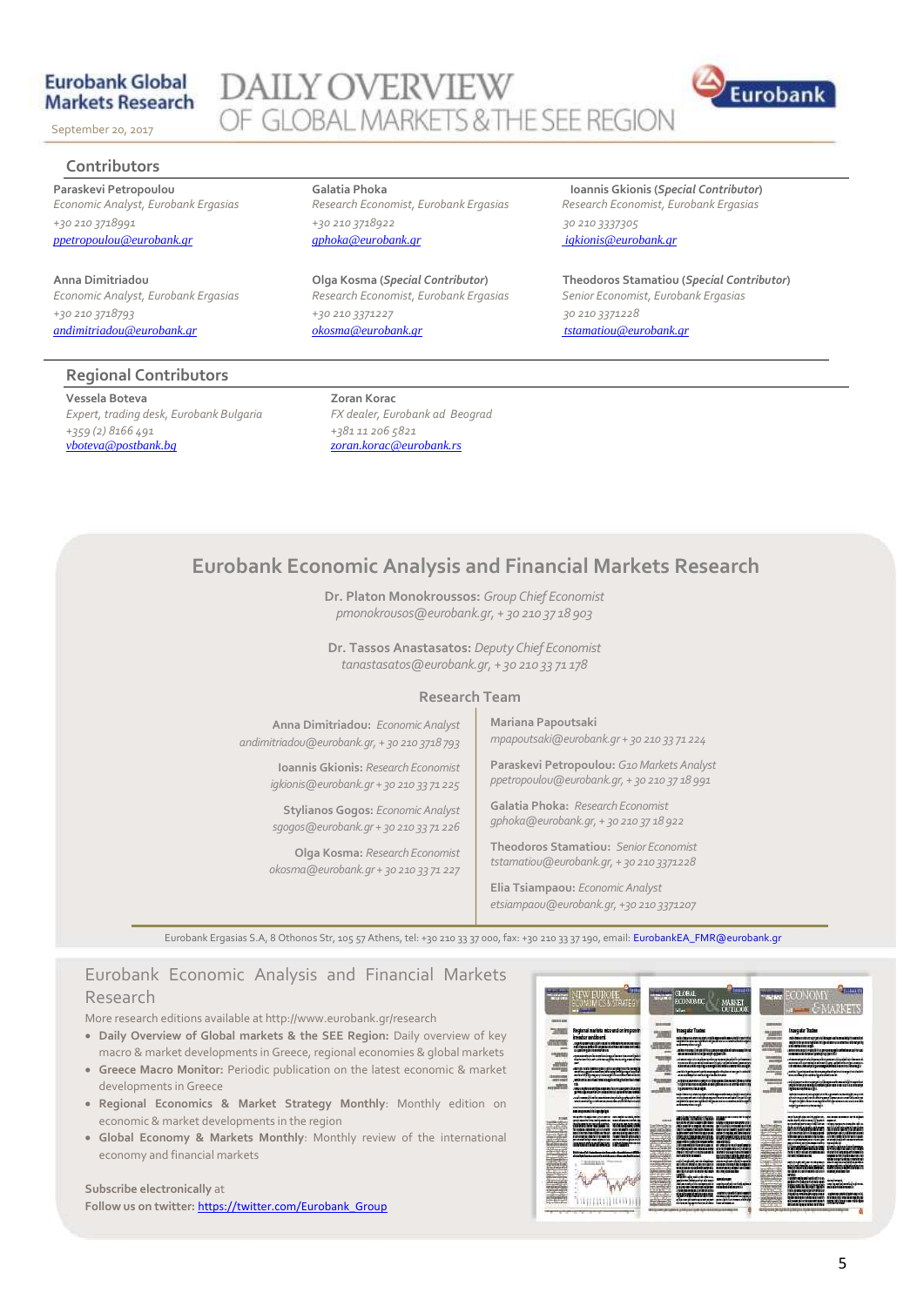## Contributors

**Paraskevi Petropoulou**
*Economic Analyst, Eurobank Ergasias*
*+30 210 3718991*
*ppetropoulou@eurobank.gr*

**Galatia Phoka**
*Research Economist, Eurobank Ergasias*
*+30 210 3718922*
*gphoka@eurobank.gr*

**Ioannis Gkionis (*Special Contributor*)**
*Research Economist, Eurobank Ergasias*
*30 210 3337305*
*igkionis@eurobank.gr*

**Anna Dimitriadou**
*Economic Analyst, Eurobank Ergasias*
*+30 210 3718793*
*andimitriadou@eurobank.gr*

**Olga Kosma (*Special Contributor*)**
*Research Economist, Eurobank Ergasias*
*+30 210 3371227*
*okosma@eurobank.gr*

**Theodoros Stamatiou (*Special Contributor*)**
*Senior Economist, Eurobank Ergasias*
*30 210 3371228*
*tstamatiou@eurobank.gr*

## Regional Contributors

**Vessela Boteva**
*Expert, trading desk, Eurobank Bulgaria*
*+359 (2) 8166 491*
*vboteva@postbank.bg*

**Zoran Korac**
*FX dealer, Eurobank ad Beograd*
*+381 11 206 5821*
*zoran.korac@eurobank.rs*

## Eurobank Economic Analysis and Financial Markets Research

**Dr. Platon Monokroussos:** *Group Chief Economist*
*pmonokrousos@eurobank.gr, + 30 210 37 18 903*

**Dr. Tassos Anastasatos:** *Deputy Chief Economist*
*tanastasatos@eurobank.gr, + 30 210 33 71 178*

### Research Team

**Anna Dimitriadou:** *Economic Analyst*
*andimitriadou@eurobank.gr, + 30 210 3718 793*

**Ioannis Gkionis:** *Research Economist*
*igkionis@eurobank.gr + 30 210 33 71 225*

**Stylianos Gogos:** *Economic Analyst*
*sgogos@eurobank.gr + 30 210 33 71 226*

**Olga Kosma:** *Research Economist*
*okosma@eurobank.gr + 30 210 33 71 227*

**Mariana Papoutsaki**
*mpapoutsaki@eurobank.gr + 30 210 33 71 224*

**Paraskevi Petropoulou:** *G10 Markets Analyst*
*ppetropoulou@eurobank.gr, + 30 210 37 18 991*

**Galatia Phoka:** *Research Economist*
*gphoka@eurobank.gr, + 30 210 37 18 922*

**Theodoros Stamatiou:** *Senior Economist*
*tstamatiou@eurobank.gr, + 30 210 3371228*

**Elia Tsiampaou:** *Economic Analyst*
*etsiampaou@eurobank.gr, +30 210 3371207*

Eurobank Ergasias S.A, 8 Othonos Str, 105 57 Athens, tel: +30 210 33 37 000, fax: +30 210 33 37 190, email: EurobankEA_FMR@eurobank.gr

## Eurobank Economic Analysis and Financial Markets Research

More research editions available at http://www.eurobank.gr/research

- **Daily Overview of Global markets & the SEE Region:** Daily overview of key macro & market developments in Greece, regional economies & global markets
- **Greece Macro Monitor:** Periodic publication on the latest economic & market developments in Greece
- **Regional Economics & Market Strategy Monthly**: Monthly edition on economic & market developments in the region
- **Global Economy & Markets Monthly**: Monthly review of the international economy and financial markets

**Subscribe electronically** at
**Follow us on twitter:** https://twitter.com/Eurobank_Group